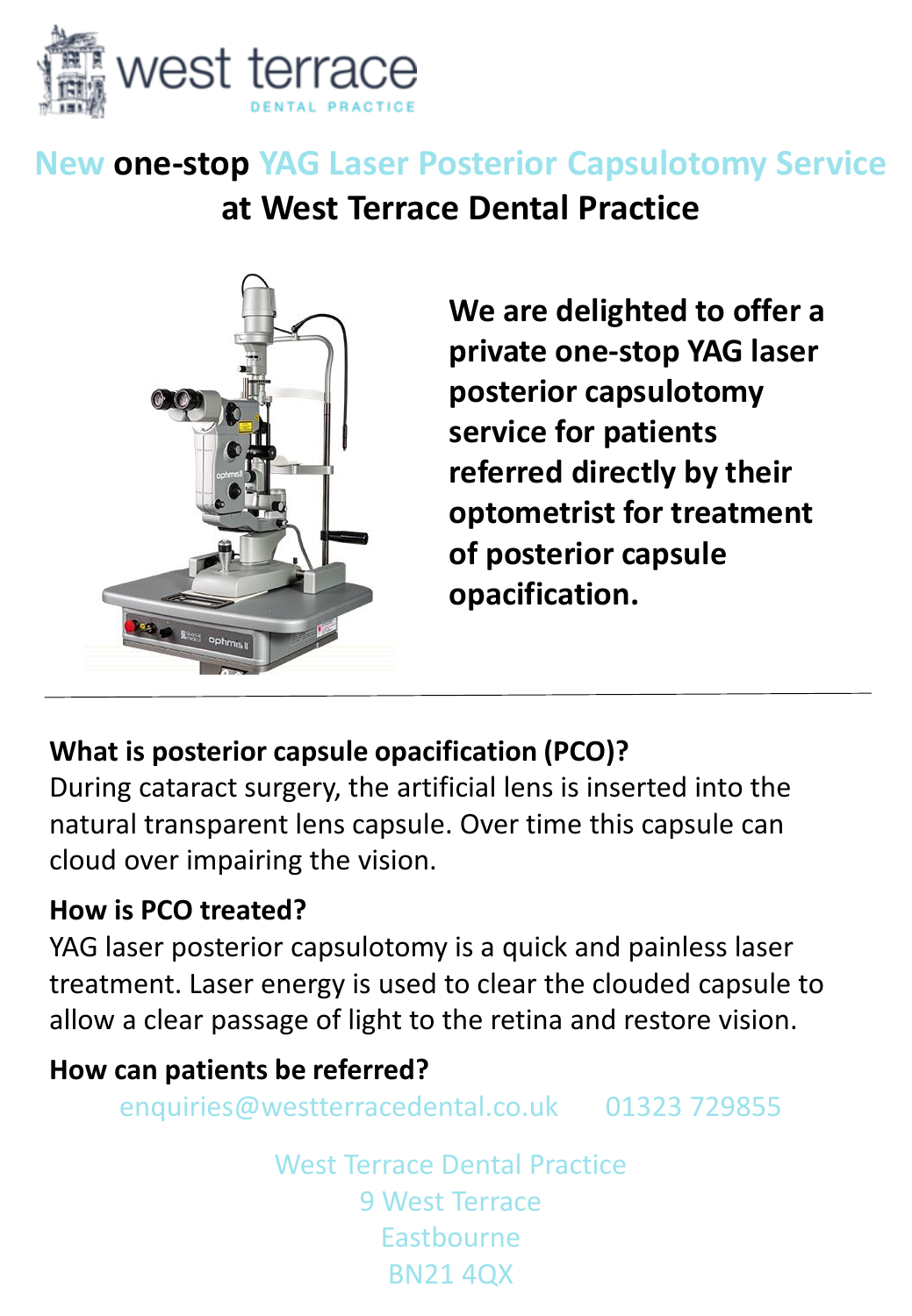west terrace
DENTAL PRACTICE

# New **one-stop** YAG Laser Posterior Capsulotomy Service at West Terrace Dental Practice

**We are delighted to offer a private one-stop YAG laser posterior capsulotomy service for patients referred directly by their optometrist for treatment of posterior capsule opacification.**

---

### What is posterior capsule opacification (PCO)?

During cataract surgery, the artificial lens is inserted into the natural transparent lens capsule. Over time this capsule can cloud over impairing the vision.

### How is PCO treated?

YAG laser posterior capsulotomy is a quick and painless laser treatment. Laser energy is used to clear the clouded capsule to allow a clear passage of light to the retina and restore vision.

### How can patients be referred?

enquiries@westterracedental.co.uk     01323 729855

West Terrace Dental Practice
9 West Terrace
Eastbourne
BN21 4QX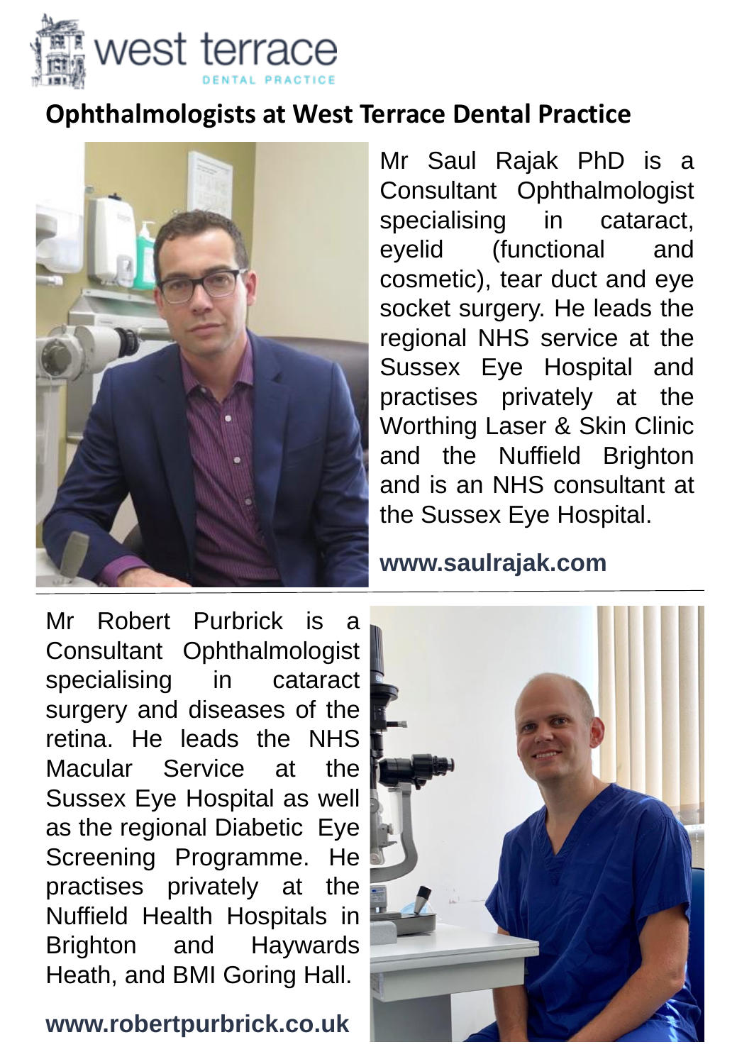west terrace
DENTAL PRACTICE

## Ophthalmologists at West Terrace Dental Practice

Mr Saul Rajak PhD is a Consultant Ophthalmologist specialising in cataract, eyelid (functional and cosmetic), tear duct and eye socket surgery. He leads the regional NHS service at the Sussex Eye Hospital and practises privately at the Worthing Laser & Skin Clinic and the Nuffield Brighton and is an NHS consultant at the Sussex Eye Hospital.

**www.saulrajak.com**

---

Mr Robert Purbrick is a Consultant Ophthalmologist specialising in cataract surgery and diseases of the retina. He leads the NHS Macular Service at the Sussex Eye Hospital as well as the regional Diabetic Eye Screening Programme. He practises privately at the Nuffield Health Hospitals in Brighton and Haywards Heath, and BMI Goring Hall.

**www.robertpurbrick.co.uk**